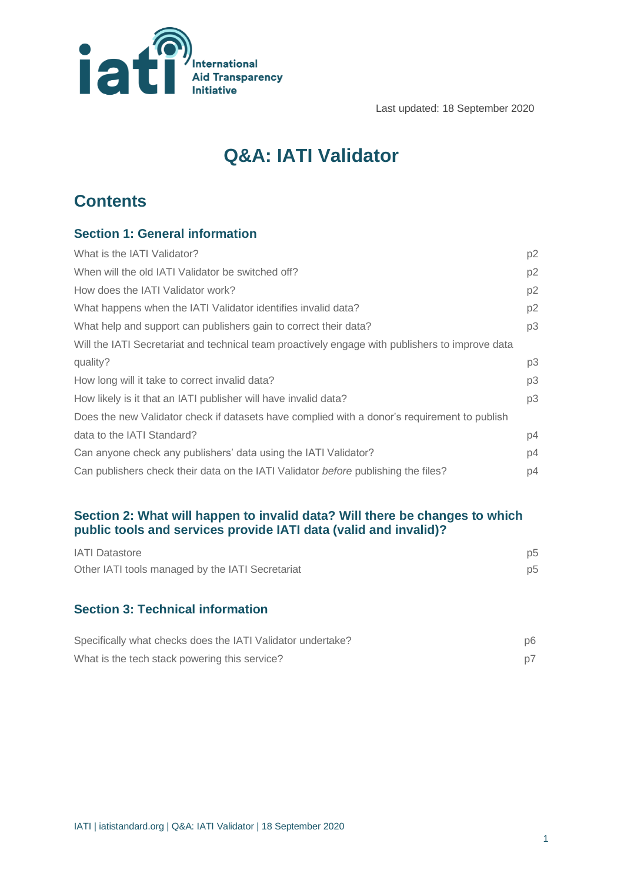Last updated: 18 September 2020

# Q&A: IATI Validator

## Contents

### Section 1: General information

| | |
|---|---|
| What is the IATI Validator? | p2 |
| When will the old IATI Validator be switched off? | p2 |
| How does the IATI Validator work? | p2 |
| What happens when the IATI Validator identifies invalid data? | p2 |
| What help and support can publishers gain to correct their data? | p3 |
| Will the IATI Secretariat and technical team proactively engage with publishers to improve data quality? | p3 |
| How long will it take to correct invalid data? | p3 |
| How likely is it that an IATI publisher will have invalid data? | p3 |
| Does the new Validator check if datasets have complied with a donor's requirement to publish data to the IATI Standard? | p4 |
| Can anyone check any publishers' data using the IATI Validator? | p4 |
| Can publishers check their data on the IATI Validator *before* publishing the files? | p4 |

### Section 2: What will happen to invalid data? Will there be changes to which public tools and services provide IATI data (valid and invalid)?

| | |
|---|---|
| IATI Datastore | p5 |
| Other IATI tools managed by the IATI Secretariat | p5 |

### Section 3: Technical information

| | |
|---|---|
| Specifically what checks does the IATI Validator undertake? | p6 |
| What is the tech stack powering this service? | p7 |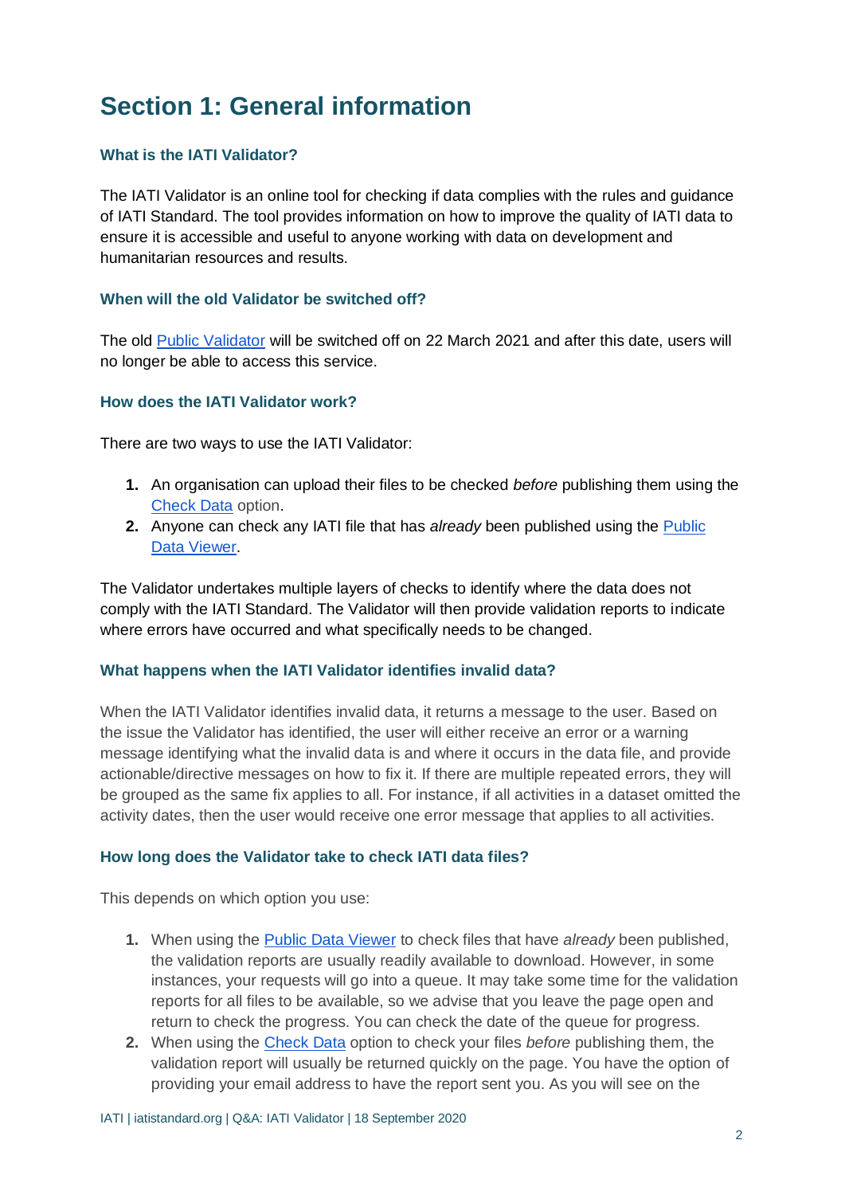# Section 1: General information

### What is the IATI Validator?

The IATI Validator is an online tool for checking if data complies with the rules and guidance of IATI Standard. The tool provides information on how to improve the quality of IATI data to ensure it is accessible and useful to anyone working with data on development and humanitarian resources and results.

### When will the old Validator be switched off?

The old Public Validator will be switched off on 22 March 2021 and after this date, users will no longer be able to access this service.

### How does the IATI Validator work?

There are two ways to use the IATI Validator:

1. An organisation can upload their files to be checked *before* publishing them using the Check Data option.
2. Anyone can check any IATI file that has *already* been published using the Public Data Viewer.

The Validator undertakes multiple layers of checks to identify where the data does not comply with the IATI Standard. The Validator will then provide validation reports to indicate where errors have occurred and what specifically needs to be changed.

### What happens when the IATI Validator identifies invalid data?

When the IATI Validator identifies invalid data, it returns a message to the user. Based on the issue the Validator has identified, the user will either receive an error or a warning message identifying what the invalid data is and where it occurs in the data file, and provide actionable/directive messages on how to fix it. If there are multiple repeated errors, they will be grouped as the same fix applies to all. For instance, if all activities in a dataset omitted the activity dates, then the user would receive one error message that applies to all activities.

### How long does the Validator take to check IATI data files?

This depends on which option you use:

1. When using the Public Data Viewer to check files that have *already* been published, the validation reports are usually readily available to download. However, in some instances, your requests will go into a queue. It may take some time for the validation reports for all files to be available, so we advise that you leave the page open and return to check the progress. You can check the date of the queue for progress.
2. When using the Check Data option to check your files *before* publishing them, the validation report will usually be returned quickly on the page. You have the option of providing your email address to have the report sent you. As you will see on the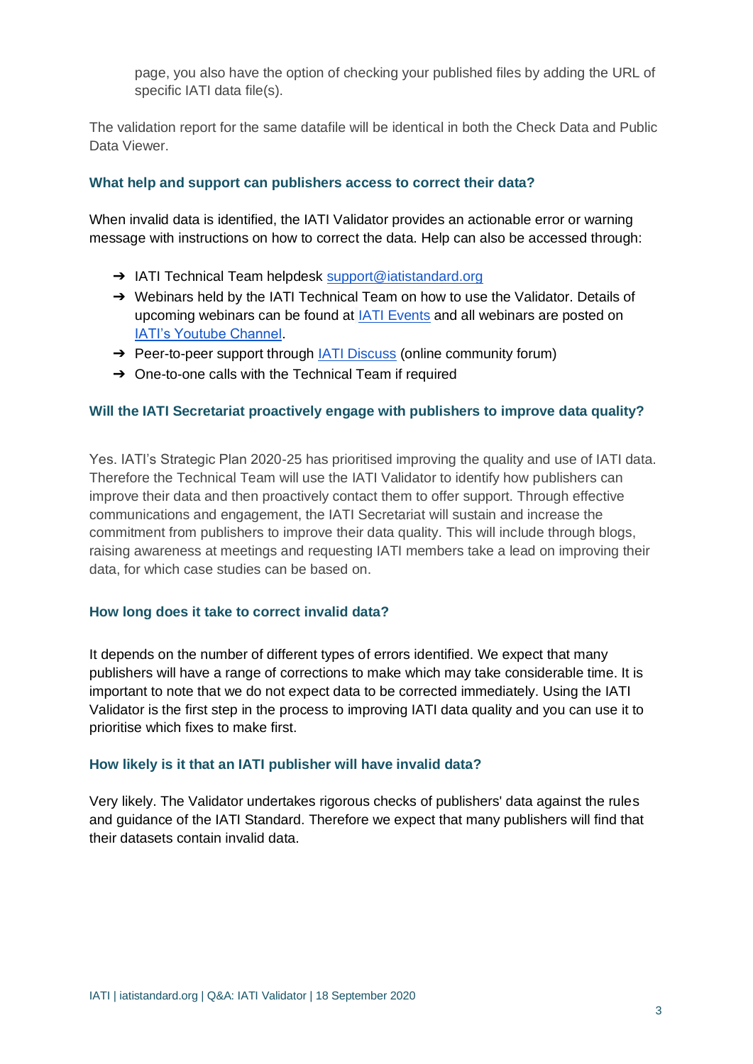page, you also have the option of checking your published files by adding the URL of specific IATI data file(s).

The validation report for the same datafile will be identical in both the Check Data and Public Data Viewer.

### What help and support can publishers access to correct their data?

When invalid data is identified, the IATI Validator provides an actionable error or warning message with instructions on how to correct the data. Help can also be accessed through:

- IATI Technical Team helpdesk support@iatistandard.org
- Webinars held by the IATI Technical Team on how to use the Validator. Details of upcoming webinars can be found at IATI Events and all webinars are posted on IATI's Youtube Channel.
- Peer-to-peer support through IATI Discuss (online community forum)
- One-to-one calls with the Technical Team if required

### Will the IATI Secretariat proactively engage with publishers to improve data quality?

Yes. IATI's Strategic Plan 2020-25 has prioritised improving the quality and use of IATI data. Therefore the Technical Team will use the IATI Validator to identify how publishers can improve their data and then proactively contact them to offer support. Through effective communications and engagement, the IATI Secretariat will sustain and increase the commitment from publishers to improve their data quality. This will include through blogs, raising awareness at meetings and requesting IATI members take a lead on improving their data, for which case studies can be based on.

### How long does it take to correct invalid data?

It depends on the number of different types of errors identified. We expect that many publishers will have a range of corrections to make which may take considerable time. It is important to note that we do not expect data to be corrected immediately. Using the IATI Validator is the first step in the process to improving IATI data quality and you can use it to prioritise which fixes to make first.

### How likely is it that an IATI publisher will have invalid data?

Very likely. The Validator undertakes rigorous checks of publishers' data against the rules and guidance of the IATI Standard. Therefore we expect that many publishers will find that their datasets contain invalid data.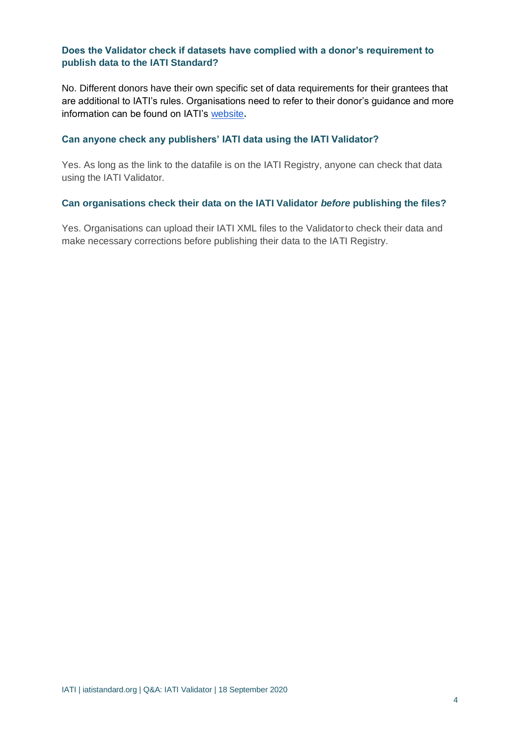### Does the Validator check if datasets have complied with a donor's requirement to publish data to the IATI Standard?

No. Different donors have their own specific set of data requirements for their grantees that are additional to IATI's rules. Organisations need to refer to their donor's guidance and more information can be found on IATI's website**.**

### Can anyone check any publishers' IATI data using the IATI Validator?

Yes. As long as the link to the datafile is on the IATI Registry, anyone can check that data using the IATI Validator.

### Can organisations check their data on the IATI Validator *before* publishing the files?

Yes. Organisations can upload their IATI XML files to the Validator to check their data and make necessary corrections before publishing their data to the IATI Registry.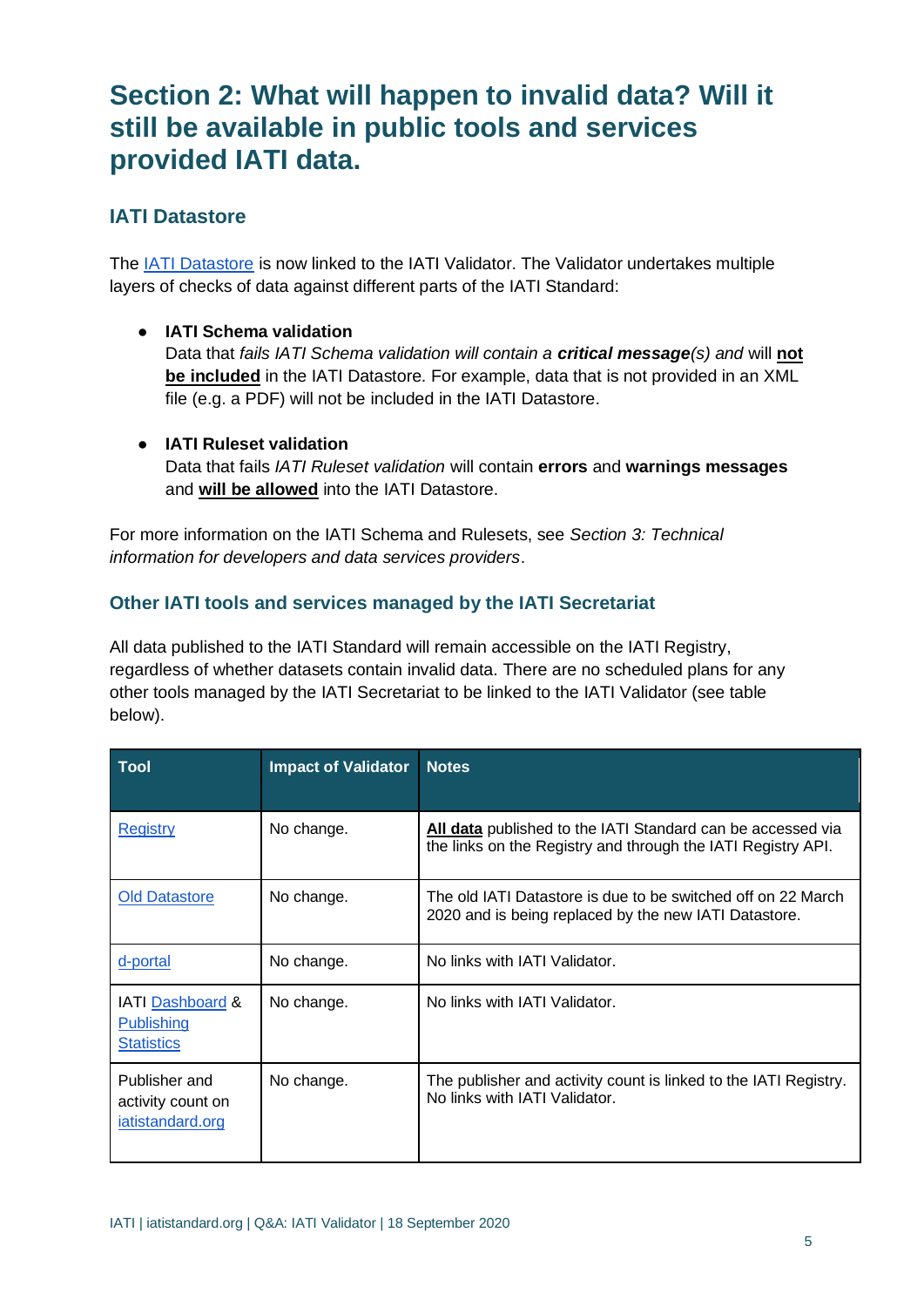# Section 2: What will happen to invalid data? Will it still be available in public tools and services provided IATI data.

## IATI Datastore

The IATI Datastore is now linked to the IATI Validator. The Validator undertakes multiple layers of checks of data against different parts of the IATI Standard:

- **IATI Schema validation**
  Data that *fails IATI Schema validation will contain a **critical message**(s) and* will **not be included** in the IATI Datastore. For example, data that is not provided in an XML file (e.g. a PDF) will not be included in the IATI Datastore.

- **IATI Ruleset validation**
  Data that fails *IATI Ruleset validation* will contain **errors** and **warnings messages** and **will be allowed** into the IATI Datastore.

For more information on the IATI Schema and Rulesets, see *Section 3: Technical information for developers and data services providers*.

## Other IATI tools and services managed by the IATI Secretariat

All data published to the IATI Standard will remain accessible on the IATI Registry, regardless of whether datasets contain invalid data. There are no scheduled plans for any other tools managed by the IATI Secretariat to be linked to the IATI Validator (see table below).

| Tool | Impact of Validator | Notes |
|---|---|---|
| Registry | No change. | **All data** published to the IATI Standard can be accessed via the links on the Registry and through the IATI Registry API. |
| Old Datastore | No change. | The old IATI Datastore is due to be switched off on 22 March 2020 and is being replaced by the new IATI Datastore. |
| d-portal | No change. | No links with IATI Validator. |
| IATI Dashboard & Publishing Statistics | No change. | No links with IATI Validator. |
| Publisher and activity count on iatistandard.org | No change. | The publisher and activity count is linked to the IATI Registry. No links with IATI Validator. |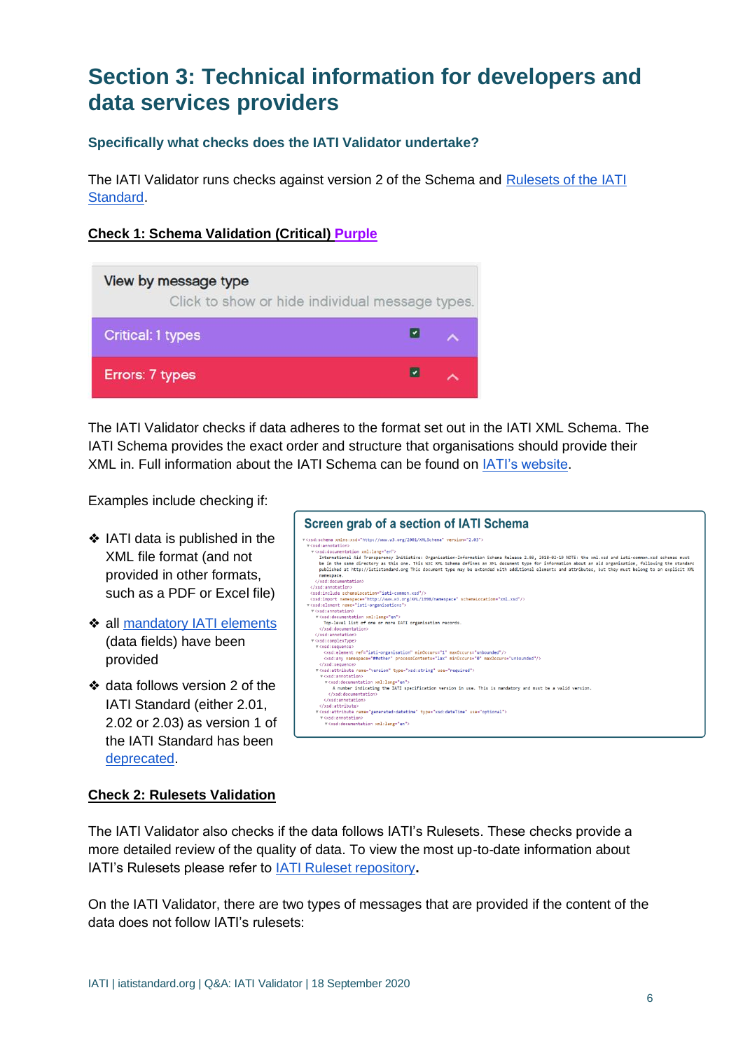# Section 3: Technical information for developers and data services providers

### Specifically what checks does the IATI Validator undertake?

The IATI Validator runs checks against version 2 of the Schema and Rulesets of the IATI Standard.

**Check 1: Schema Validation (Critical) Purple**

View by message type
Click to show or hide individual message types.

Critical: 1 types

Errors: 7 types

The IATI Validator checks if data adheres to the format set out in the IATI XML Schema. The IATI Schema provides the exact order and structure that organisations should provide their XML in. Full information about the IATI Schema can be found on IATI's website.

Examples include checking if:

- ❖ IATI data is published in the XML file format (and not provided in other formats, such as a PDF or Excel file)
- ❖ all mandatory IATI elements (data fields) have been provided
- ❖ data follows version 2 of the IATI Standard (either 2.01, 2.02 or 2.03) as version 1 of the IATI Standard has been deprecated.

Screen grab of a section of IATI Schema

```
<xsd:schema xmlns:xsd="http://www.w3.org/2001/XMLSchema" version="2.03">
  <xsd:annotation>
    <xsd:documentation xml:lang="en">
      International Aid Transparency Initiative: Organisation-Information Schema Release 2.03, 2018-02-19 NOTE: the xml.xsd and iati-common.xsd schemas must
      be in the same directory as this one. This W3C XML Schema defines an XML document type for information about an aid organisation, following the standard
      published at http://iatistandard.org This document type may be extended with additional elements and attributes, but they must belong to an explicit XML
      namespace.
    </xsd:documentation>
  </xsd:annotation>
  <xsd:include schemaLocation="iati-common.xsd"/>
  <xsd:import namespace="http://www.w3.org/XML/1998/namespace" schemaLocation="xml.xsd"/>
  <xsd:element name="iati-organisations">
    <xsd:annotation>
      <xsd:documentation xml:lang="en">
        Top-level list of one or more IATI organisation records.
      </xsd:documentation>
    </xsd:annotation>
    <xsd:complexType>
      <xsd:sequence>
        <xsd:element ref="iati-organisation" minOccurs="1" maxOccurs="unbounded"/>
        <xsd:any namespace="##other" processContents="lax" minOccurs="0" maxOccurs="unbounded"/>
      </xsd:sequence>
      <xsd:attribute name="version" type="xsd:string" use="required">
        <xsd:annotation>
          <xsd:documentation xml:lang="en">
            A number indicating the IATI specification version in use. This is mandatory and must be a valid version.
          </xsd:documentation>
        </xsd:annotation>
      </xsd:attribute>
      <xsd:attribute name="generated-datetime" type="xsd:dateTime" use="optional">
        <xsd:annotation>
          <xsd:documentation xml:lang="en">
```

**Check 2: Rulesets Validation**

The IATI Validator also checks if the data follows IATI's Rulesets. These checks provide a more detailed review of the quality of data. To view the most up-to-date information about IATI's Rulesets please refer to IATI Ruleset repository.

On the IATI Validator, there are two types of messages that are provided if the content of the data does not follow IATI's rulesets: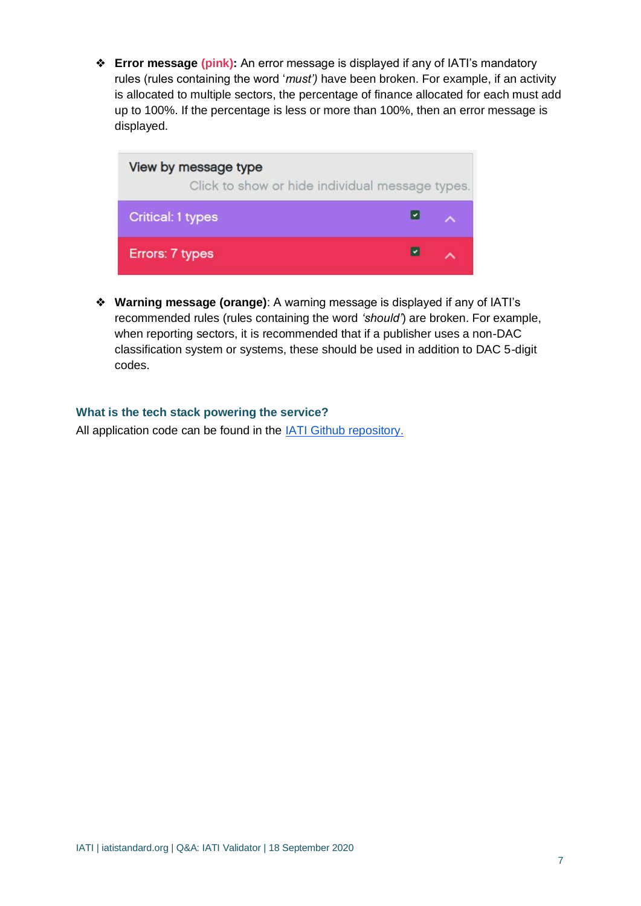- **Error message (pink):** An error message is displayed if any of IATI's mandatory rules (rules containing the word '*must')* have been broken. For example, if an activity is allocated to multiple sectors, the percentage of finance allocated for each must add up to 100%. If the percentage is less or more than 100%, then an error message is displayed.

View by message type
Click to show or hide individual message types.
Critical: 1 types
Errors: 7 types

- **Warning message (orange)**: A warning message is displayed if any of IATI's recommended rules (rules containing the word *'should'*) are broken. For example, when reporting sectors, it is recommended that if a publisher uses a non-DAC classification system or systems, these should be used in addition to DAC 5-digit codes.

### What is the tech stack powering the service?

All application code can be found in the [IATI Github repository.]